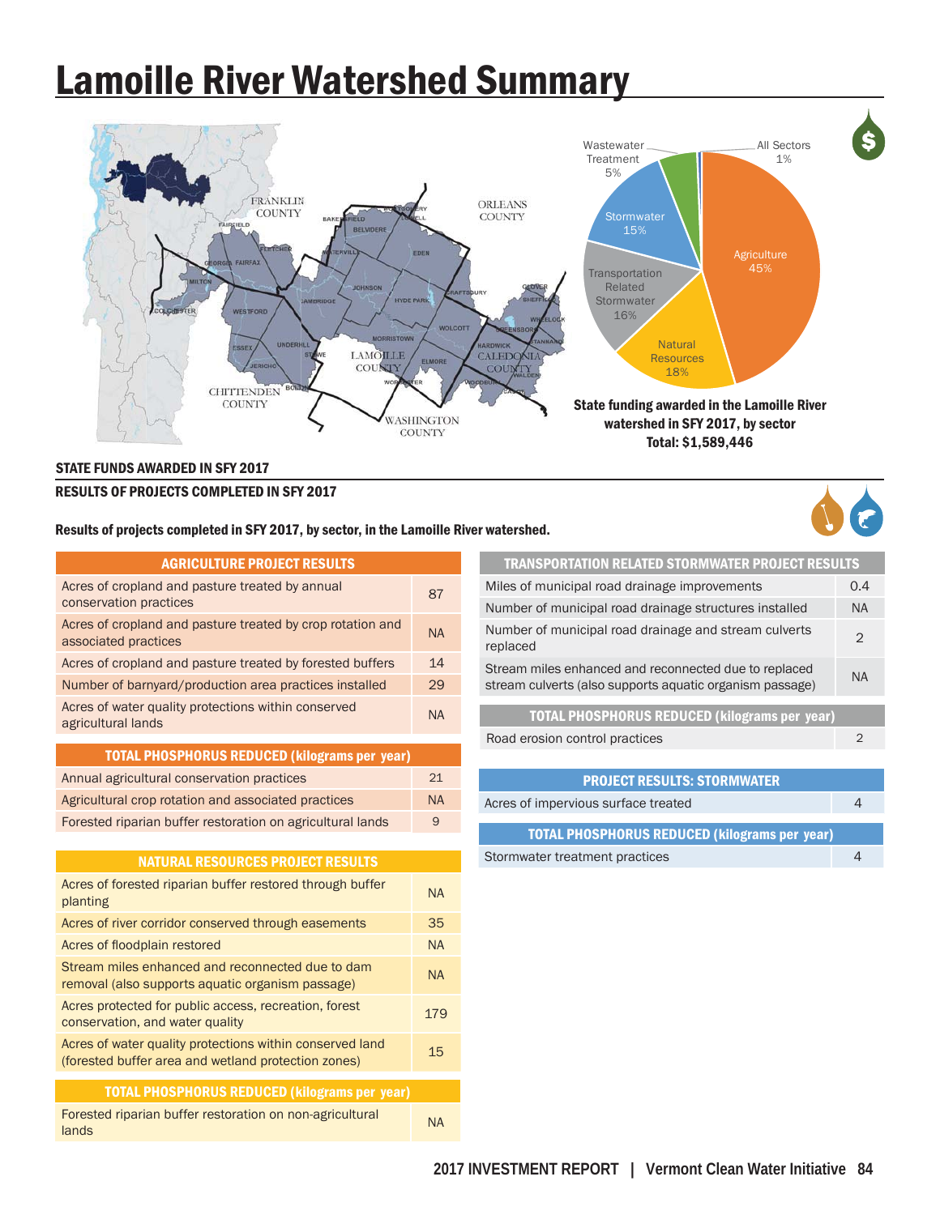# Lamoille River Watershed Summary

**State funding awarded in the Lamoille River watershed in SFY 2017, by sector**
**Total: $1,589,446**

| Sector | Share |
|---|---|
| Agriculture | 45% |
| Natural Resources | 18% |
| Transportation Related Stormwater | 16% |
| Stormwater | 15% |
| Wastewater Treatment | 5% |
| All Sectors | 1% |

**STATE FUNDS AWARDED IN SFY 2017**

**RESULTS OF PROJECTS COMPLETED IN SFY 2017**

**Results of projects completed in SFY 2017, by sector, in the Lamoille River watershed.**

| AGRICULTURE PROJECT RESULTS | |
|---|---|
| Acres of cropland and pasture treated by annual conservation practices | 87 |
| Acres of cropland and pasture treated by crop rotation and associated practices | NA |
| Acres of cropland and pasture treated by forested buffers | 14 |
| Number of barnyard/production area practices installed | 29 |
| Acres of water quality protections within conserved agricultural lands | NA |
| **TOTAL PHOSPHORUS REDUCED (kilograms per year)** | |
| Annual agricultural conservation practices | 21 |
| Agricultural crop rotation and associated practices | NA |
| Forested riparian buffer restoration on agricultural lands | 9 |

| NATURAL RESOURCES PROJECT RESULTS | |
|---|---|
| Acres of forested riparian buffer restored through buffer planting | NA |
| Acres of river corridor conserved through easements | 35 |
| Acres of floodplain restored | NA |
| Stream miles enhanced and reconnected due to dam removal (also supports aquatic organism passage) | NA |
| Acres protected for public access, recreation, forest conservation, and water quality | 179 |
| Acres of water quality protections within conserved land (forested buffer area and wetland protection zones) | 15 |
| **TOTAL PHOSPHORUS REDUCED (kilograms per year)** | |
| Forested riparian buffer restoration on non-agricultural lands | NA |

| TRANSPORTATION RELATED STORMWATER PROJECT RESULTS | |
|---|---|
| Miles of municipal road drainage improvements | 0.4 |
| Number of municipal road drainage structures installed | NA |
| Number of municipal road drainage and stream culverts replaced | 2 |
| Stream miles enhanced and reconnected due to replaced stream culverts (also supports aquatic organism passage) | NA |
| **TOTAL PHOSPHORUS REDUCED (kilograms per year)** | |
| Road erosion control practices | 2 |

| PROJECT RESULTS: STORMWATER | |
|---|---|
| Acres of impervious surface treated | 4 |
| **TOTAL PHOSPHORUS REDUCED (kilograms per year)** | |
| Stormwater treatment practices | 4 |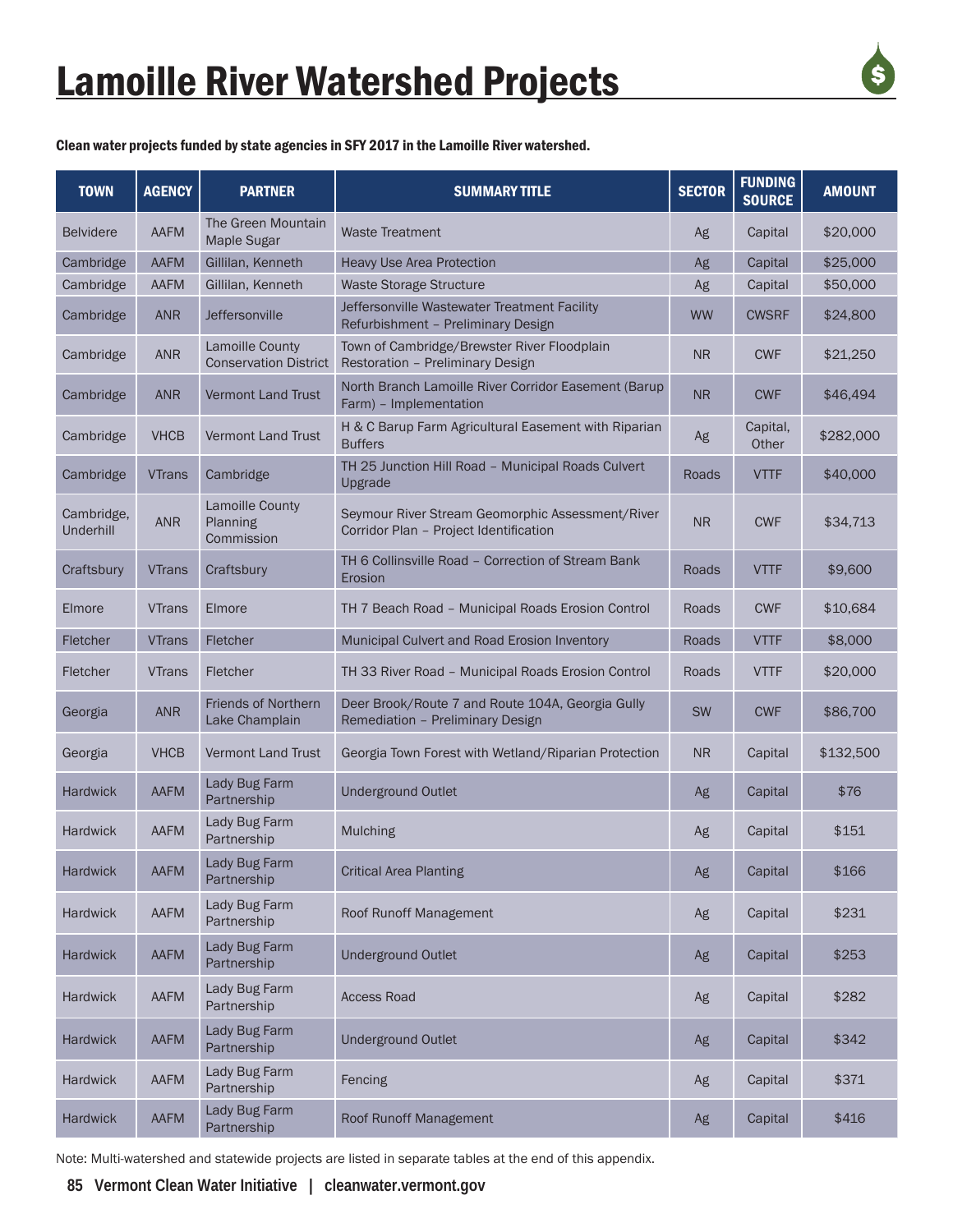# Lamoille River Watershed Projects

**Clean water projects funded by state agencies in SFY 2017 in the Lamoille River watershed.**

| TOWN | AGENCY | PARTNER | SUMMARY TITLE | SECTOR | FUNDING SOURCE | AMOUNT |
|---|---|---|---|---|---|---|
| Belvidere | AAFM | The Green Mountain Maple Sugar | Waste Treatment | Ag | Capital | $20,000 |
| Cambridge | AAFM | Gillilan, Kenneth | Heavy Use Area Protection | Ag | Capital | $25,000 |
| Cambridge | AAFM | Gillilan, Kenneth | Waste Storage Structure | Ag | Capital | $50,000 |
| Cambridge | ANR | Jeffersonville | Jeffersonville Wastewater Treatment Facility Refurbishment – Preliminary Design | WW | CWSRF | $24,800 |
| Cambridge | ANR | Lamoille County Conservation District | Town of Cambridge/Brewster River Floodplain Restoration – Preliminary Design | NR | CWF | $21,250 |
| Cambridge | ANR | Vermont Land Trust | North Branch Lamoille River Corridor Easement (Barup Farm) – Implementation | NR | CWF | $46,494 |
| Cambridge | VHCB | Vermont Land Trust | H & C Barup Farm Agricultural Easement with Riparian Buffers | Ag | Capital, Other | $282,000 |
| Cambridge | VTrans | Cambridge | TH 25 Junction Hill Road – Municipal Roads Culvert Upgrade | Roads | VTTF | $40,000 |
| Cambridge, Underhill | ANR | Lamoille County Planning Commission | Seymour River Stream Geomorphic Assessment/River Corridor Plan – Project Identification | NR | CWF | $34,713 |
| Craftsbury | VTrans | Craftsbury | TH 6 Collinsville Road – Correction of Stream Bank Erosion | Roads | VTTF | $9,600 |
| Elmore | VTrans | Elmore | TH 7 Beach Road – Municipal Roads Erosion Control | Roads | CWF | $10,684 |
| Fletcher | VTrans | Fletcher | Municipal Culvert and Road Erosion Inventory | Roads | VTTF | $8,000 |
| Fletcher | VTrans | Fletcher | TH 33 River Road – Municipal Roads Erosion Control | Roads | VTTF | $20,000 |
| Georgia | ANR | Friends of Northern Lake Champlain | Deer Brook/Route 7 and Route 104A, Georgia Gully Remediation – Preliminary Design | SW | CWF | $86,700 |
| Georgia | VHCB | Vermont Land Trust | Georgia Town Forest with Wetland/Riparian Protection | NR | Capital | $132,500 |
| Hardwick | AAFM | Lady Bug Farm Partnership | Underground Outlet | Ag | Capital | $76 |
| Hardwick | AAFM | Lady Bug Farm Partnership | Mulching | Ag | Capital | $151 |
| Hardwick | AAFM | Lady Bug Farm Partnership | Critical Area Planting | Ag | Capital | $166 |
| Hardwick | AAFM | Lady Bug Farm Partnership | Roof Runoff Management | Ag | Capital | $231 |
| Hardwick | AAFM | Lady Bug Farm Partnership | Underground Outlet | Ag | Capital | $253 |
| Hardwick | AAFM | Lady Bug Farm Partnership | Access Road | Ag | Capital | $282 |
| Hardwick | AAFM | Lady Bug Farm Partnership | Underground Outlet | Ag | Capital | $342 |
| Hardwick | AAFM | Lady Bug Farm Partnership | Fencing | Ag | Capital | $371 |
| Hardwick | AAFM | Lady Bug Farm Partnership | Roof Runoff Management | Ag | Capital | $416 |

Note: Multi-watershed and statewide projects are listed in separate tables at the end of this appendix.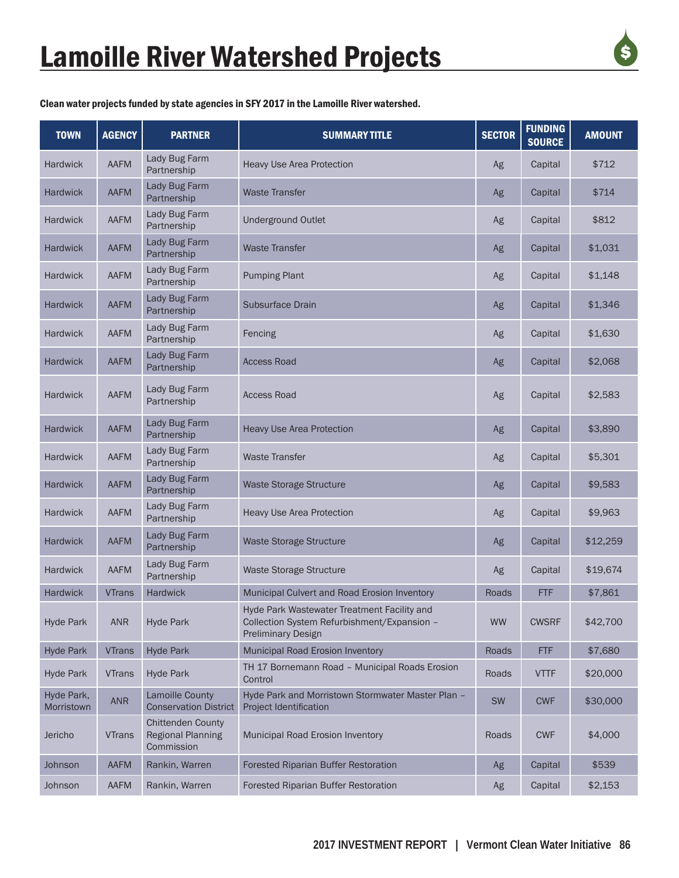# Lamoille River Watershed Projects

**Clean water projects funded by state agencies in SFY 2017 in the Lamoille River watershed.**

| TOWN | AGENCY | PARTNER | SUMMARY TITLE | SECTOR | FUNDING SOURCE | AMOUNT |
|---|---|---|---|---|---|---|
| Hardwick | AAFM | Lady Bug Farm Partnership | Heavy Use Area Protection | Ag | Capital | $712 |
| Hardwick | AAFM | Lady Bug Farm Partnership | Waste Transfer | Ag | Capital | $714 |
| Hardwick | AAFM | Lady Bug Farm Partnership | Underground Outlet | Ag | Capital | $812 |
| Hardwick | AAFM | Lady Bug Farm Partnership | Waste Transfer | Ag | Capital | $1,031 |
| Hardwick | AAFM | Lady Bug Farm Partnership | Pumping Plant | Ag | Capital | $1,148 |
| Hardwick | AAFM | Lady Bug Farm Partnership | Subsurface Drain | Ag | Capital | $1,346 |
| Hardwick | AAFM | Lady Bug Farm Partnership | Fencing | Ag | Capital | $1,630 |
| Hardwick | AAFM | Lady Bug Farm Partnership | Access Road | Ag | Capital | $2,068 |
| Hardwick | AAFM | Lady Bug Farm Partnership | Access Road | Ag | Capital | $2,583 |
| Hardwick | AAFM | Lady Bug Farm Partnership | Heavy Use Area Protection | Ag | Capital | $3,890 |
| Hardwick | AAFM | Lady Bug Farm Partnership | Waste Transfer | Ag | Capital | $5,301 |
| Hardwick | AAFM | Lady Bug Farm Partnership | Waste Storage Structure | Ag | Capital | $9,583 |
| Hardwick | AAFM | Lady Bug Farm Partnership | Heavy Use Area Protection | Ag | Capital | $9,963 |
| Hardwick | AAFM | Lady Bug Farm Partnership | Waste Storage Structure | Ag | Capital | $12,259 |
| Hardwick | AAFM | Lady Bug Farm Partnership | Waste Storage Structure | Ag | Capital | $19,674 |
| Hardwick | VTrans | Hardwick | Municipal Culvert and Road Erosion Inventory | Roads | FTF | $7,861 |
| Hyde Park | ANR | Hyde Park | Hyde Park Wastewater Treatment Facility and Collection System Refurbishment/Expansion – Preliminary Design | WW | CWSRF | $42,700 |
| Hyde Park | VTrans | Hyde Park | Municipal Road Erosion Inventory | Roads | FTF | $7,680 |
| Hyde Park | VTrans | Hyde Park | TH 17 Bornemann Road – Municipal Roads Erosion Control | Roads | VTTF | $20,000 |
| Hyde Park, Morristown | ANR | Lamoille County Conservation District | Hyde Park and Morristown Stormwater Master Plan – Project Identification | SW | CWF | $30,000 |
| Jericho | VTrans | Chittenden County Regional Planning Commission | Municipal Road Erosion Inventory | Roads | CWF | $4,000 |
| Johnson | AAFM | Rankin, Warren | Forested Riparian Buffer Restoration | Ag | Capital | $539 |
| Johnson | AAFM | Rankin, Warren | Forested Riparian Buffer Restoration | Ag | Capital | $2,153 |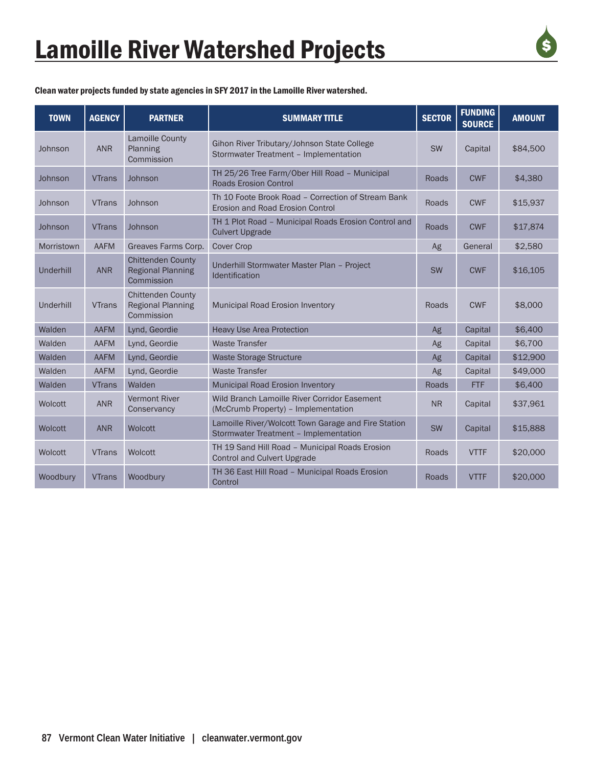# Lamoille River Watershed Projects

**Clean water projects funded by state agencies in SFY 2017 in the Lamoille River watershed.**

| TOWN | AGENCY | PARTNER | SUMMARY TITLE | SECTOR | FUNDING SOURCE | AMOUNT |
|---|---|---|---|---|---|---|
| Johnson | ANR | Lamoille County Planning Commission | Gihon River Tributary/Johnson State College Stormwater Treatment – Implementation | SW | Capital | $84,500 |
| Johnson | VTrans | Johnson | TH 25/26 Tree Farm/Ober Hill Road – Municipal Roads Erosion Control | Roads | CWF | $4,380 |
| Johnson | VTrans | Johnson | Th 10 Foote Brook Road – Correction of Stream Bank Erosion and Road Erosion Control | Roads | CWF | $15,937 |
| Johnson | VTrans | Johnson | TH 1 Plot Road – Municipal Roads Erosion Control and Culvert Upgrade | Roads | CWF | $17,874 |
| Morristown | AAFM | Greaves Farms Corp. | Cover Crop | Ag | General | $2,580 |
| Underhill | ANR | Chittenden County Regional Planning Commission | Underhill Stormwater Master Plan – Project Identification | SW | CWF | $16,105 |
| Underhill | VTrans | Chittenden County Regional Planning Commission | Municipal Road Erosion Inventory | Roads | CWF | $8,000 |
| Walden | AAFM | Lynd, Geordie | Heavy Use Area Protection | Ag | Capital | $6,400 |
| Walden | AAFM | Lynd, Geordie | Waste Transfer | Ag | Capital | $6,700 |
| Walden | AAFM | Lynd, Geordie | Waste Storage Structure | Ag | Capital | $12,900 |
| Walden | AAFM | Lynd, Geordie | Waste Transfer | Ag | Capital | $49,000 |
| Walden | VTrans | Walden | Municipal Road Erosion Inventory | Roads | FTF | $6,400 |
| Wolcott | ANR | Vermont River Conservancy | Wild Branch Lamoille River Corridor Easement (McCrumb Property) – Implementation | NR | Capital | $37,961 |
| Wolcott | ANR | Wolcott | Lamoille River/Wolcott Town Garage and Fire Station Stormwater Treatment – Implementation | SW | Capital | $15,888 |
| Wolcott | VTrans | Wolcott | TH 19 Sand Hill Road – Municipal Roads Erosion Control and Culvert Upgrade | Roads | VTTF | $20,000 |
| Woodbury | VTrans | Woodbury | TH 36 East Hill Road – Municipal Roads Erosion Control | Roads | VTTF | $20,000 |